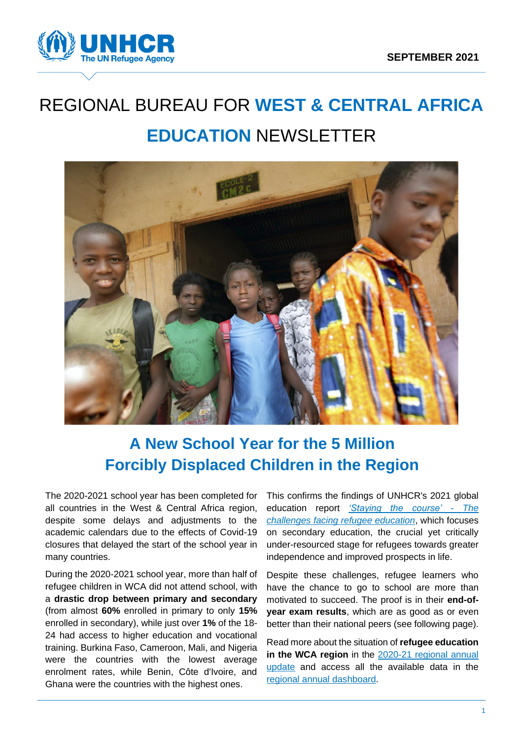SEPTEMBER 2021

# REGIONAL BUREAU FOR **WEST & CENTRAL AFRICA** **EDUCATION** NEWSLETTER

## A New School Year for the 5 Million Forcibly Displaced Children in the Region

The 2020-2021 school year has been completed for all countries in the West & Central Africa region, despite some delays and adjustments to the academic calendars due to the effects of Covid-19 closures that delayed the start of the school year in many countries.

During the 2020-2021 school year, more than half of refugee children in WCA did not attend school, with a **drastic drop between primary and secondary** (from almost **60%** enrolled in primary to only **15%** enrolled in secondary), while just over **1%** of the 18-24 had access to higher education and vocational training. Burkina Faso, Cameroon, Mali, and Nigeria were the countries with the lowest average enrolment rates, while Benin, Côte d'Ivoire, and Ghana were the countries with the highest ones.

This confirms the findings of UNHCR's 2021 global education report *'Staying the course' - The challenges facing refugee education*, which focuses on secondary education, the crucial yet critically under-resourced stage for refugees towards greater independence and improved prospects in life.

Despite these challenges, refugee learners who have the chance to go to school are more than motivated to succeed. The proof is in their **end-of-year exam results**, which are as good as or even better than their national peers (see following page).

Read more about the situation of **refugee education in the WCA region** in the 2020-21 regional annual update and access all the available data in the regional annual dashboard.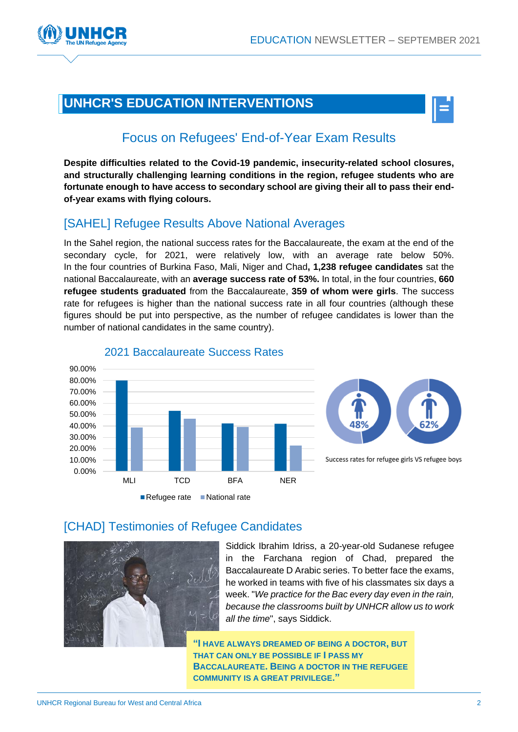# UNHCR'S EDUCATION INTERVENTIONS

## Focus on Refugees' End-of-Year Exam Results

**Despite difficulties related to the Covid-19 pandemic, insecurity-related school closures, and structurally challenging learning conditions in the region, refugee students who are fortunate enough to have access to secondary school are giving their all to pass their end-of-year exams with flying colours.**

### [SAHEL] Refugee Results Above National Averages

In the Sahel region, the national success rates for the Baccalaureate, the exam at the end of the secondary cycle, for 2021, were relatively low, with an average rate below 50%. In the four countries of Burkina Faso, Mali, Niger and Chad**, 1,238 refugee candidates** sat the national Baccalaureate, with an **average success rate of 53%.** In total, in the four countries, **660 refugee students graduated** from the Baccalaureate, **359 of whom were girls**. The success rate for refugees is higher than the national success rate in all four countries (although these figures should be put into perspective, as the number of refugee candidates is lower than the number of national candidates in the same country).

2021 Baccalaureate Success Rates

| Country | Refugee rate | National rate |
|---|---|---|
| MLI | ~80% | ~39% |
| TCD | ~53% | ~46% |
| BFA | ~42% | ~39% |
| NER | ~42% | ~23% |

48% / 62%

Success rates for refugee girls VS refugee boys

### [CHAD] Testimonies of Refugee Candidates

Siddick Ibrahim Idriss, a 20-year-old Sudanese refugee in the Farchana region of Chad, prepared the Baccalaureate D Arabic series. To better face the exams, he worked in teams with five of his classmates six days a week. "*We practice for the Bac every day even in the rain, because the classrooms built by UNHCR allow us to work all the time*", says Siddick.

**"I HAVE ALWAYS DREAMED OF BEING A DOCTOR, BUT THAT CAN ONLY BE POSSIBLE IF I PASS MY BACCALAUREATE. BEING A DOCTOR IN THE REFUGEE COMMUNITY IS A GREAT PRIVILEGE."**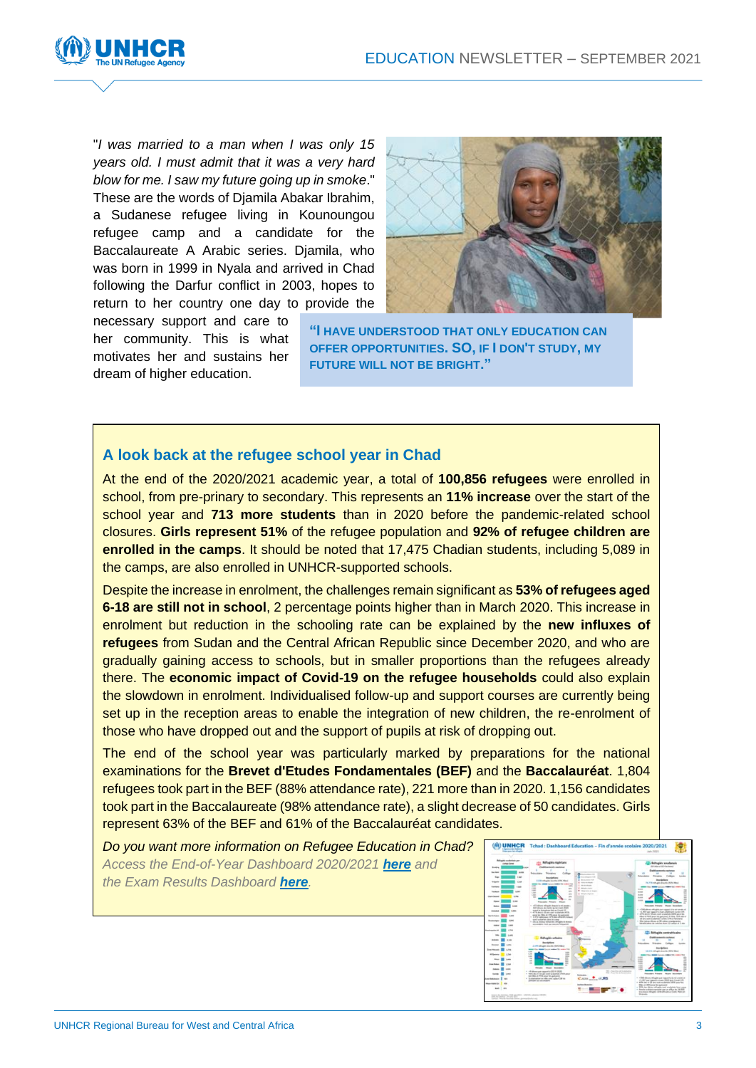"*I was married to a man when I was only 15 years old. I must admit that it was a very hard blow for me. I saw my future going up in smoke*." These are the words of Djamila Abakar Ibrahim, a Sudanese refugee living in Kounoungou refugee camp and a candidate for the Baccalaureate A Arabic series. Djamila, who was born in 1999 in Nyala and arrived in Chad following the Darfur conflict in 2003, hopes to return to her country one day to provide the necessary support and care to her community. This is what motivates her and sustains her dream of higher education.

> **"I HAVE UNDERSTOOD THAT ONLY EDUCATION CAN OFFER OPPORTUNITIES. SO, IF I DON'T STUDY, MY FUTURE WILL NOT BE BRIGHT."**

## A look back at the refugee school year in Chad

At the end of the 2020/2021 academic year, a total of **100,856 refugees** were enrolled in school, from pre-prinary to secondary. This represents an **11% increase** over the start of the school year and **713 more students** than in 2020 before the pandemic-related school closures. **Girls represent 51%** of the refugee population and **92% of refugee children are enrolled in the camps**. It should be noted that 17,475 Chadian students, including 5,089 in the camps, are also enrolled in UNHCR-supported schools.

Despite the increase in enrolment, the challenges remain significant as **53% of refugees aged 6-18 are still not in school**, 2 percentage points higher than in March 2020. This increase in enrolment but reduction in the schooling rate can be explained by the **new influxes of refugees** from Sudan and the Central African Republic since December 2020, and who are gradually gaining access to schools, but in smaller proportions than the refugees already there. The **economic impact of Covid-19 on the refugee households** could also explain the slowdown in enrolment. Individualised follow-up and support courses are currently being set up in the reception areas to enable the integration of new children, the re-enrolment of those who have dropped out and the support of pupils at risk of dropping out.

The end of the school year was particularly marked by preparations for the national examinations for the **Brevet d'Etudes Fondamentales (BEF)** and the **Baccalauréat**. 1,804 refugees took part in the BEF (88% attendance rate), 221 more than in 2020. 1,156 candidates took part in the Baccalaureate (98% attendance rate), a slight decrease of 50 candidates. Girls represent 63% of the BEF and 61% of the Baccalauréat candidates.

*Do you want more information on Refugee Education in Chad?*
*Access the End-of-Year Dashboard 2020/2021* ***here*** *and the Exam Results Dashboard* ***here****.*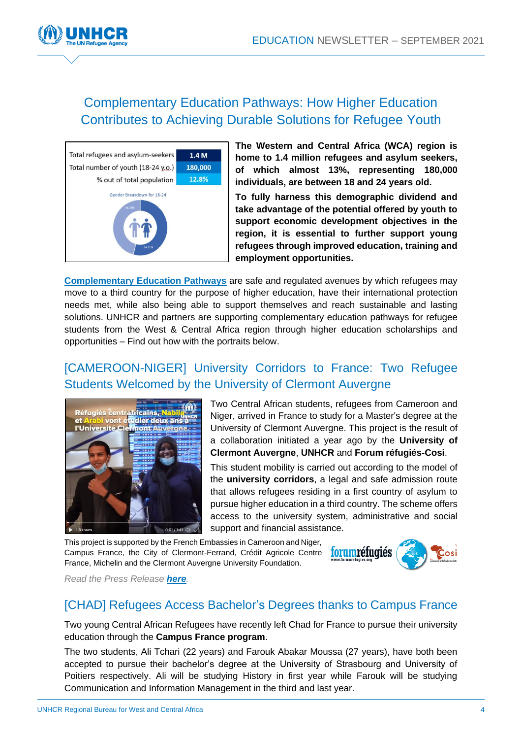# Complementary Education Pathways: How Higher Education Contributes to Achieving Durable Solutions for Refugee Youth

| Total refugees and asylum-seekers | 1.4 M |
|---|---|
| Total number of youth (18-24 y.o.) | 180,000 |
| % out of total population | 12.8% |

Gender Breakdown for 18-24

**The Western and Central Africa (WCA) region is home to 1.4 million refugees and asylum seekers, of which almost 13%, representing 180,000 individuals, are between 18 and 24 years old.**

**To fully harness this demographic dividend and take advantage of the potential offered by youth to support economic development objectives in the region, it is essential to further support young refugees through improved education, training and employment opportunities.**

**Complementary Education Pathways** are safe and regulated avenues by which refugees may move to a third country for the purpose of higher education, have their international protection needs met, while also being able to support themselves and reach sustainable and lasting solutions. UNHCR and partners are supporting complementary education pathways for refugee students from the West & Central Africa region through higher education scholarships and opportunities – Find out how with the portraits below.

## [CAMEROON-NIGER] University Corridors to France: Two Refugee Students Welcomed by the University of Clermont Auvergne

Two Central African students, refugees from Cameroon and Niger, arrived in France to study for a Master's degree at the University of Clermont Auvergne. This project is the result of a collaboration initiated a year ago by the **University of Clermont Auvergne**, **UNHCR** and **Forum réfugiés-Cosi**.

This student mobility is carried out according to the model of the **university corridors**, a legal and safe admission route that allows refugees residing in a first country of asylum to pursue higher education in a third country. The scheme offers access to the university system, administrative and social support and financial assistance.

This project is supported by the French Embassies in Cameroon and Niger, Campus France, the City of Clermont-Ferrand, Crédit Agricole Centre France, Michelin and the Clermont Auvergne University Foundation.

*Read the Press Release **here**.*

## [CHAD] Refugees Access Bachelor's Degrees thanks to Campus France

Two young Central African Refugees have recently left Chad for France to pursue their university education through the **Campus France program**.

The two students, Ali Tchari (22 years) and Farouk Abakar Moussa (27 years), have both been accepted to pursue their bachelor's degree at the University of Strasbourg and University of Poitiers respectively. Ali will be studying History in first year while Farouk will be studying Communication and Information Management in the third and last year.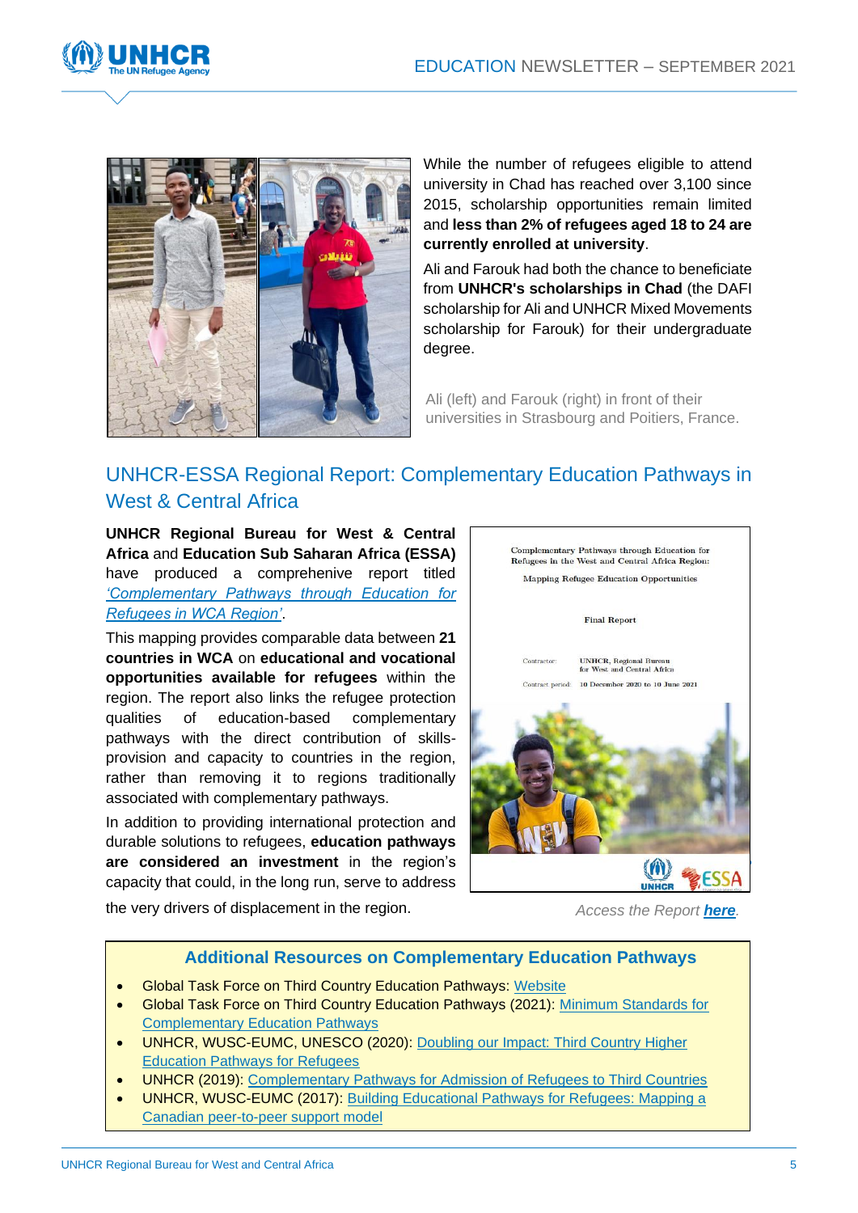While the number of refugees eligible to attend university in Chad has reached over 3,100 since 2015, scholarship opportunities remain limited and **less than 2% of refugees aged 18 to 24 are currently enrolled at university**.

Ali and Farouk had both the chance to beneficiate from **UNHCR's scholarships in Chad** (the DAFI scholarship for Ali and UNHCR Mixed Movements scholarship for Farouk) for their undergraduate degree.

Ali (left) and Farouk (right) in front of their universities in Strasbourg and Poitiers, France.

## UNHCR-ESSA Regional Report: Complementary Education Pathways in West & Central Africa

**UNHCR Regional Bureau for West & Central Africa** and **Education Sub Saharan Africa (ESSA)** have produced a comprehenive report titled *'Complementary Pathways through Education for Refugees in WCA Region'*.

This mapping provides comparable data between **21 countries in WCA** on **educational and vocational opportunities available for refugees** within the region. The report also links the refugee protection qualities of education-based complementary pathways with the direct contribution of skills-provision and capacity to countries in the region, rather than removing it to regions traditionally associated with complementary pathways.

In addition to providing international protection and durable solutions to refugees, **education pathways are considered an investment** in the region's capacity that could, in the long run, serve to address the very drivers of displacement in the region.

Complementary Pathways through Education for Refugees in the West and Central Africa Region:

Mapping Refugee Education Opportunities

Final Report

Contractor: UNHCR, Regional Bureau for West and Central Africa

Contract period: 10 December 2020 to 10 June 2021

*Access the Report **here**.*

### Additional Resources on Complementary Education Pathways

- Global Task Force on Third Country Education Pathways: Website
- Global Task Force on Third Country Education Pathways (2021): Minimum Standards for Complementary Education Pathways
- UNHCR, WUSC-EUMC, UNESCO (2020): Doubling our Impact: Third Country Higher Education Pathways for Refugees
- UNHCR (2019): Complementary Pathways for Admission of Refugees to Third Countries
- UNHCR, WUSC-EUMC (2017): Building Educational Pathways for Refugees: Mapping a Canadian peer-to-peer support model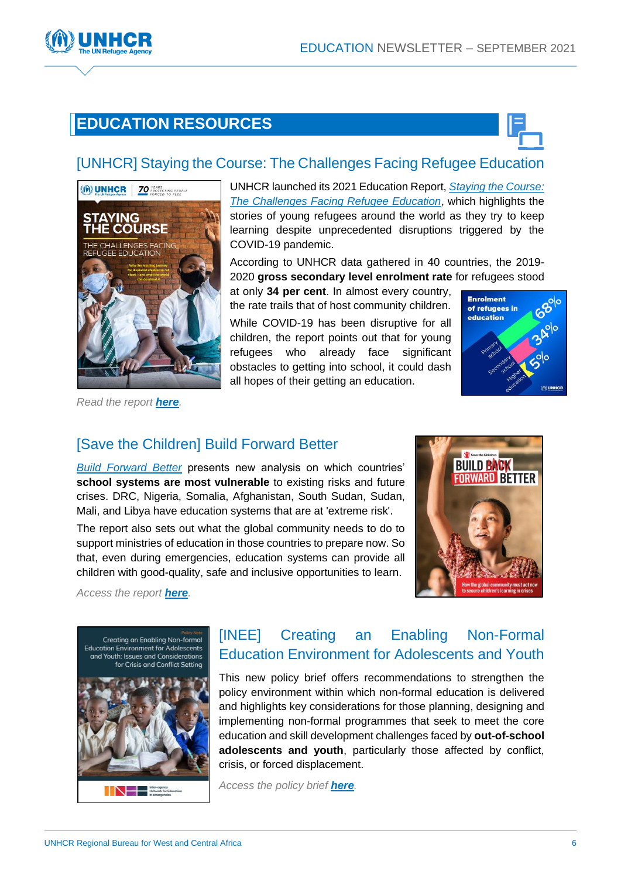## EDUCATION RESOURCES

### [UNHCR] Staying the Course: The Challenges Facing Refugee Education

UNHCR launched its 2021 Education Report, *Staying the Course: The Challenges Facing Refugee Education*, which highlights the stories of young refugees around the world as they try to keep learning despite unprecedented disruptions triggered by the COVID-19 pandemic.

According to UNHCR data gathered in 40 countries, the 2019-2020 **gross secondary level enrolment rate** for refugees stood at only **34 per cent**. In almost every country, the rate trails that of host community children.

While COVID-19 has been disruptive for all children, the report points out that for young refugees who already face significant obstacles to getting into school, it could dash all hopes of their getting an education.

*Read the report **here**.*

### [Save the Children] Build Forward Better

*Build Forward Better* presents new analysis on which countries' **school systems are most vulnerable** to existing risks and future crises. DRC, Nigeria, Somalia, Afghanistan, South Sudan, Sudan, Mali, and Libya have education systems that are at 'extreme risk'.

The report also sets out what the global community needs to do to support ministries of education in those countries to prepare now. So that, even during emergencies, education systems can provide all children with good-quality, safe and inclusive opportunities to learn.

*Access the report **here**.*

### [INEE] Creating an Enabling Non-Formal Education Environment for Adolescents and Youth

This new policy brief offers recommendations to strengthen the policy environment within which non-formal education is delivered and highlights key considerations for those planning, designing and implementing non-formal programmes that seek to meet the core education and skill development challenges faced by **out-of-school adolescents and youth**, particularly those affected by conflict, crisis, or forced displacement.

*Access the policy brief **here**.*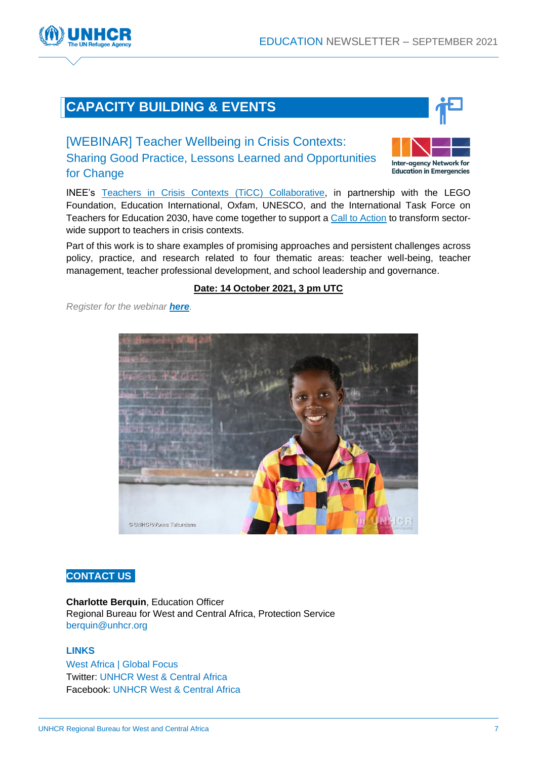## CAPACITY BUILDING & EVENTS

### [WEBINAR] Teacher Wellbeing in Crisis Contexts: Sharing Good Practice, Lessons Learned and Opportunities for Change

Inter-agency Network for Education in Emergencies

INEE's Teachers in Crisis Contexts (TiCC) Collaborative, in partnership with the LEGO Foundation, Education International, Oxfam, UNESCO, and the International Task Force on Teachers for Education 2030, have come together to support a Call to Action to transform sector-wide support to teachers in crisis contexts.

Part of this work is to share examples of promising approaches and persistent challenges across policy, practice, and research related to four thematic areas: teacher well-being, teacher management, teacher professional development, and school leadership and governance.

**Date: 14 October 2021, 3 pm UTC**

*Register for the webinar* ***here****.*

© UNHCR/Yonna Tukundane

## CONTACT US

**Charlotte Berquin**, Education Officer
Regional Bureau for West and Central Africa, Protection Service
berquin@unhcr.org

**LINKS**
West Africa | Global Focus
Twitter: UNHCR West & Central Africa
Facebook: UNHCR West & Central Africa